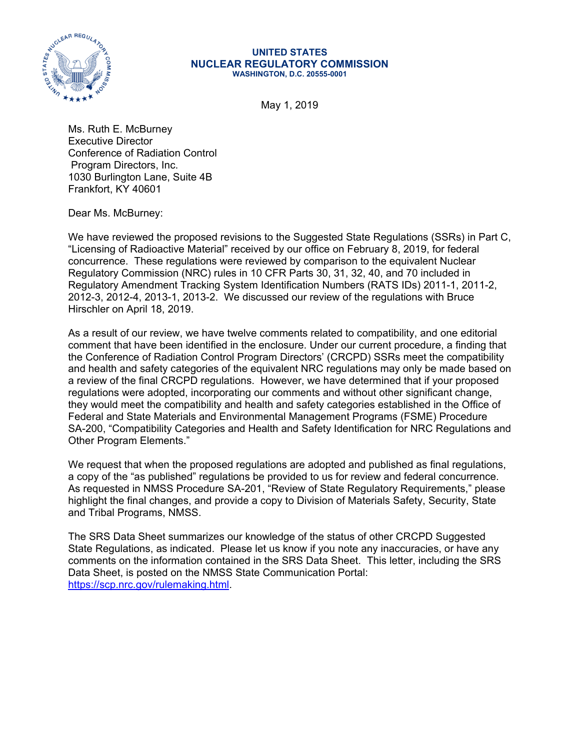**UNITED STATES**
**NUCLEAR REGULATORY COMMISSION**
**WASHINGTON, D.C. 20555-0001**

May 1, 2019

Ms. Ruth E. McBurney
Executive Director
Conference of Radiation Control
Program Directors, Inc.
1030 Burlington Lane, Suite 4B
Frankfort, KY 40601

Dear Ms. McBurney:

We have reviewed the proposed revisions to the Suggested State Regulations (SSRs) in Part C, "Licensing of Radioactive Material" received by our office on February 8, 2019, for federal concurrence. These regulations were reviewed by comparison to the equivalent Nuclear Regulatory Commission (NRC) rules in 10 CFR Parts 30, 31, 32, 40, and 70 included in Regulatory Amendment Tracking System Identification Numbers (RATS IDs) 2011-1, 2011-2, 2012-3, 2012-4, 2013-1, 2013-2. We discussed our review of the regulations with Bruce Hirschler on April 18, 2019.

As a result of our review, we have twelve comments related to compatibility, and one editorial comment that have been identified in the enclosure. Under our current procedure, a finding that the Conference of Radiation Control Program Directors' (CRCPD) SSRs meet the compatibility and health and safety categories of the equivalent NRC regulations may only be made based on a review of the final CRCPD regulations. However, we have determined that if your proposed regulations were adopted, incorporating our comments and without other significant change, they would meet the compatibility and health and safety categories established in the Office of Federal and State Materials and Environmental Management Programs (FSME) Procedure SA-200, "Compatibility Categories and Health and Safety Identification for NRC Regulations and Other Program Elements."

We request that when the proposed regulations are adopted and published as final regulations, a copy of the "as published" regulations be provided to us for review and federal concurrence. As requested in NMSS Procedure SA-201, "Review of State Regulatory Requirements," please highlight the final changes, and provide a copy to Division of Materials Safety, Security, State and Tribal Programs, NMSS.

The SRS Data Sheet summarizes our knowledge of the status of other CRCPD Suggested State Regulations, as indicated. Please let us know if you note any inaccuracies, or have any comments on the information contained in the SRS Data Sheet. This letter, including the SRS Data Sheet, is posted on the NMSS State Communication Portal: https://scp.nrc.gov/rulemaking.html.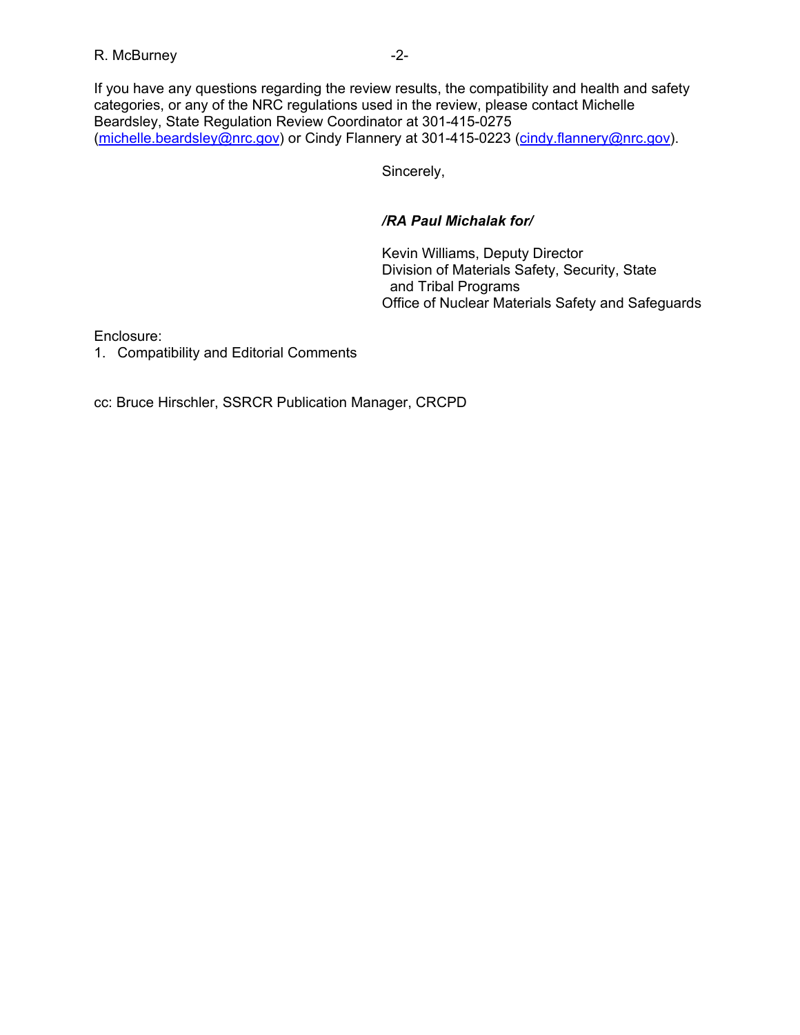If you have any questions regarding the review results, the compatibility and health and safety categories, or any of the NRC regulations used in the review, please contact Michelle Beardsley, State Regulation Review Coordinator at 301-415-0275 (michelle.beardsley@nrc.gov) or Cindy Flannery at 301-415-0223 (cindy.flannery@nrc.gov).

Sincerely,

***/RA Paul Michalak for/***

Kevin Williams, Deputy Director
Division of Materials Safety, Security, State and Tribal Programs
Office of Nuclear Materials Safety and Safeguards

Enclosure:
1. Compatibility and Editorial Comments

cc: Bruce Hirschler, SSRCR Publication Manager, CRCPD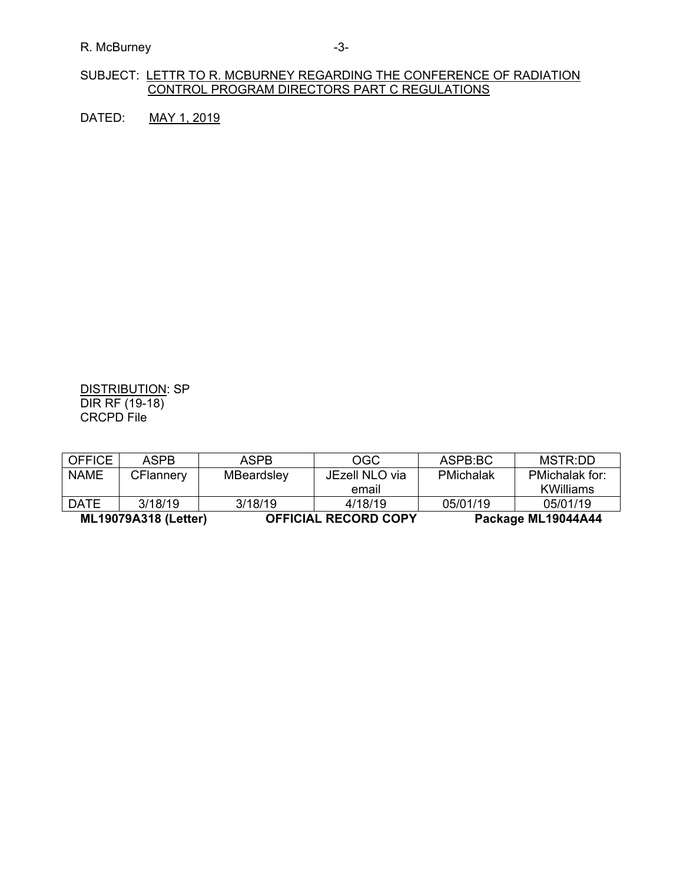SUBJECT: LETTR TO R. MCBURNEY REGARDING THE CONFERENCE OF RADIATION CONTROL PROGRAM DIRECTORS PART C REGULATIONS

DATED: MAY 1, 2019

DISTRIBUTION: SP
DIR RF (19-18)
CRCPD File

| OFFICE | ASPB | ASPB | OGC | ASPB:BC | MSTR:DD |
|---|---|---|---|---|---|
| NAME | CFlannery | MBeardsley | JEzell NLO via email | PMichalak | PMichalak for: KWilliams |
| DATE | 3/18/19 | 3/18/19 | 4/18/19 | 05/01/19 | 05/01/19 |

**ML19079A318 (Letter)** **OFFICIAL RECORD COPY** **Package ML19044A44**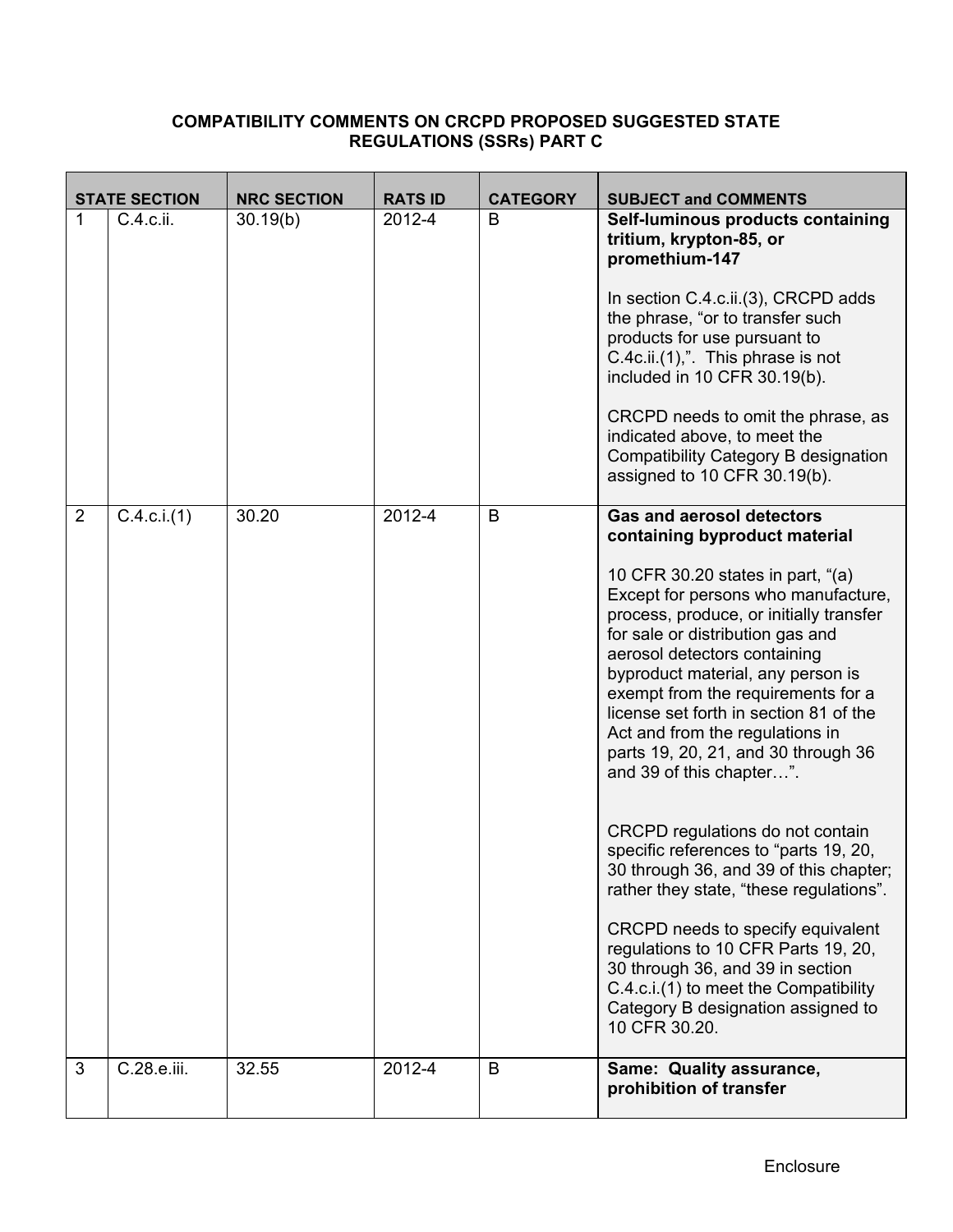**COMPATIBILITY COMMENTS ON CRCPD PROPOSED SUGGESTED STATE REGULATIONS (SSRs) PART C**

| STATE SECTION | | NRC SECTION | RATS ID | CATEGORY | SUBJECT and COMMENTS |
|---|---|---|---|---|---|
| 1 | C.4.c.ii. | 30.19(b) | 2012-4 | B | **Self-luminous products containing tritium, krypton-85, or promethium-147**<br><br>In section C.4.c.ii.(3), CRCPD adds the phrase, "or to transfer such products for use pursuant to C.4c.ii.(1),". This phrase is not included in 10 CFR 30.19(b).<br><br>CRCPD needs to omit the phrase, as indicated above, to meet the Compatibility Category B designation assigned to 10 CFR 30.19(b). |
| 2 | C.4.c.i.(1) | 30.20 | 2012-4 | B | **Gas and aerosol detectors containing byproduct material**<br><br>10 CFR 30.20 states in part, "(a) Except for persons who manufacture, process, produce, or initially transfer for sale or distribution gas and aerosol detectors containing byproduct material, any person is exempt from the requirements for a license set forth in section 81 of the Act and from the regulations in parts 19, 20, 21, and 30 through 36 and 39 of this chapter…".<br><br>CRCPD regulations do not contain specific references to "parts 19, 20, 30 through 36, and 39 of this chapter; rather they state, "these regulations".<br><br>CRCPD needs to specify equivalent regulations to 10 CFR Parts 19, 20, 30 through 36, and 39 in section C.4.c.i.(1) to meet the Compatibility Category B designation assigned to 10 CFR 30.20. |
| 3 | C.28.e.iii. | 32.55 | 2012-4 | B | **Same: Quality assurance, prohibition of transfer** |

Enclosure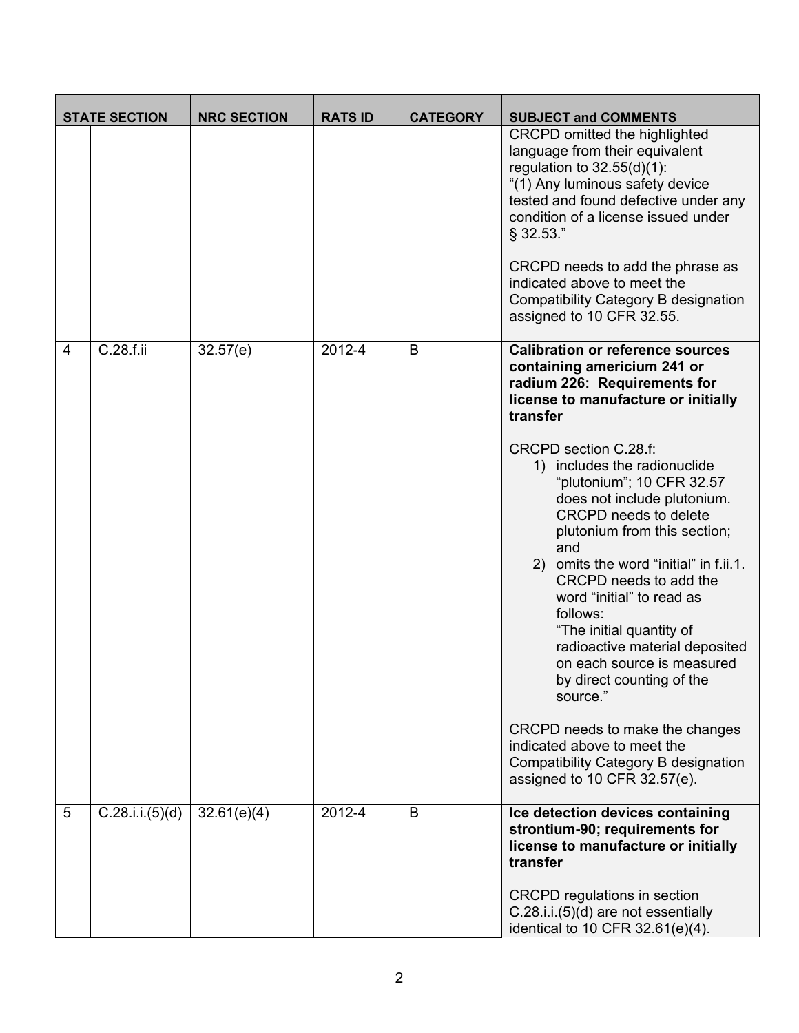| STATE SECTION | | NRC SECTION | RATS ID | CATEGORY | SUBJECT and COMMENTS |
|---|---|---|---|---|---|
| | | | | | CRCPD omitted the highlighted language from their equivalent regulation to 32.55(d)(1):<br>"(1) Any luminous safety device tested and found defective under any condition of a license issued under § 32.53."<br><br>CRCPD needs to add the phrase as indicated above to meet the Compatibility Category B designation assigned to 10 CFR 32.55. |
| 4 | C.28.f.ii | 32.57(e) | 2012-4 | B | **Calibration or reference sources containing americium 241 or radium 226: Requirements for license to manufacture or initially transfer**<br><br>CRCPD section C.28.f:<br>1) includes the radionuclide "plutonium"; 10 CFR 32.57 does not include plutonium. CRCPD needs to delete plutonium from this section; and<br>2) omits the word "initial" in f.ii.1. CRCPD needs to add the word "initial" to read as follows:<br>"The initial quantity of radioactive material deposited on each source is measured by direct counting of the source."<br><br>CRCPD needs to make the changes indicated above to meet the Compatibility Category B designation assigned to 10 CFR 32.57(e). |
| 5 | C.28.i.i.(5)(d) | 32.61(e)(4) | 2012-4 | B | **Ice detection devices containing strontium-90; requirements for license to manufacture or initially transfer**<br><br>CRCPD regulations in section C.28.i.i.(5)(d) are not essentially identical to 10 CFR 32.61(e)(4). |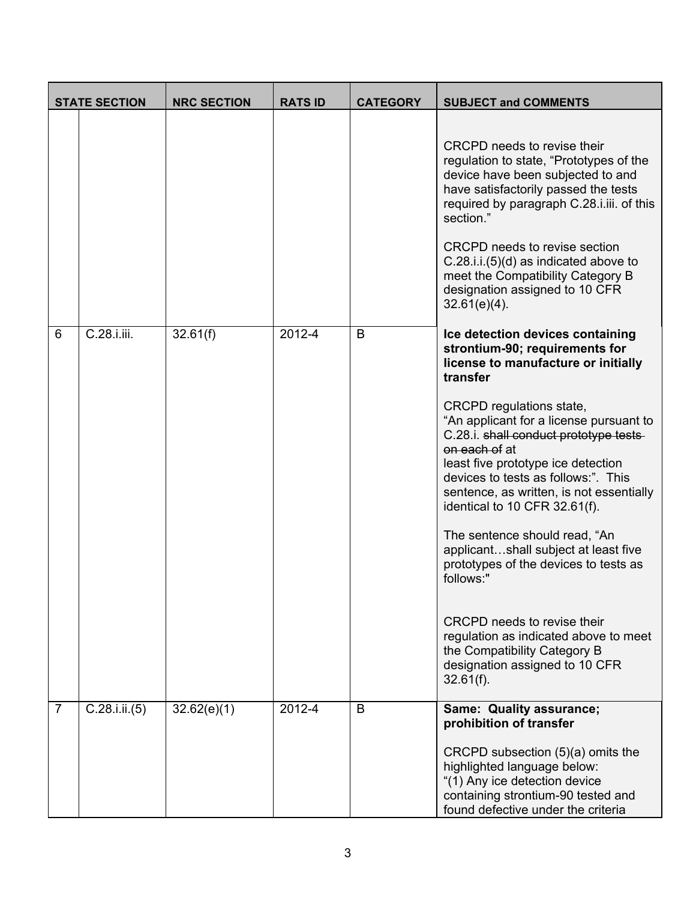| | STATE SECTION | NRC SECTION | RATS ID | CATEGORY | SUBJECT and COMMENTS |
|---|---|---|---|---|---|
| | | | | | CRCPD needs to revise their regulation to state, "Prototypes of the device have been subjected to and have satisfactorily passed the tests required by paragraph C.28.i.iii. of this section."<br><br>CRCPD needs to revise section C.28.i.i.(5)(d) as indicated above to meet the Compatibility Category B designation assigned to 10 CFR 32.61(e)(4). |
| 6 | C.28.i.iii. | 32.61(f) | 2012-4 | B | **Ice detection devices containing strontium-90; requirements for license to manufacture or initially transfer**<br><br>CRCPD regulations state, "An applicant for a license pursuant to C.28.i. ~~shall conduct prototype tests on each of~~ at least five prototype ice detection devices to tests as follows:". This sentence, as written, is not essentially identical to 10 CFR 32.61(f).<br><br>The sentence should read, "An applicant…shall subject at least five prototypes of the devices to tests as follows:"<br><br>CRCPD needs to revise their regulation as indicated above to meet the Compatibility Category B designation assigned to 10 CFR 32.61(f). |
| 7 | C.28.i.ii.(5) | 32.62(e)(1) | 2012-4 | B | **Same: Quality assurance; prohibition of transfer**<br><br>CRCPD subsection (5)(a) omits the highlighted language below:<br>"(1) Any ice detection device containing strontium-90 tested and found defective under the criteria |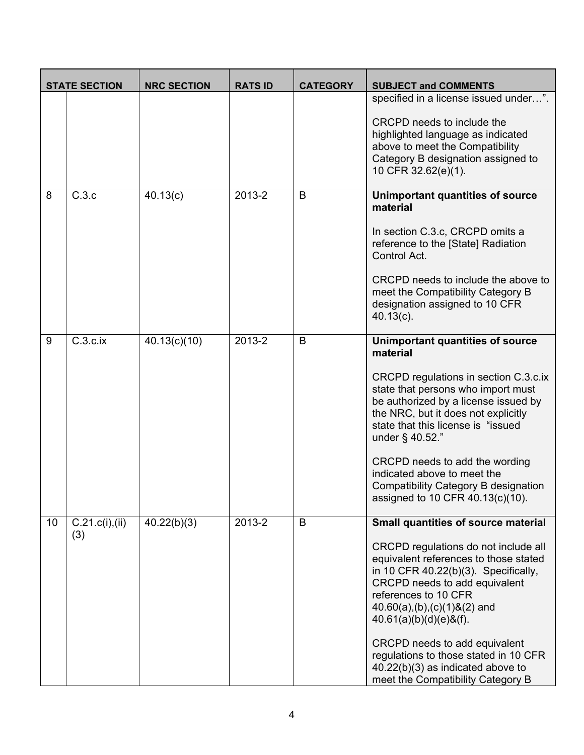| | STATE SECTION | NRC SECTION | RATS ID | CATEGORY | SUBJECT and COMMENTS |
|---|---|---|---|---|---|
| | | | | | specified in a license issued under…”.<br><br>CRCPD needs to include the highlighted language as indicated above to meet the Compatibility Category B designation assigned to 10 CFR 32.62(e)(1). |
| 8 | C.3.c | 40.13(c) | 2013-2 | B | **Unimportant quantities of source material**<br><br>In section C.3.c, CRCPD omits a reference to the [State] Radiation Control Act.<br><br>CRCPD needs to include the above to meet the Compatibility Category B designation assigned to 10 CFR 40.13(c). |
| 9 | C.3.c.ix | 40.13(c)(10) | 2013-2 | B | **Unimportant quantities of source material**<br><br>CRCPD regulations in section C.3.c.ix state that persons who import must be authorized by a license issued by the NRC, but it does not explicitly state that this license is “issued under § 40.52.”<br><br>CRCPD needs to add the wording indicated above to meet the Compatibility Category B designation assigned to 10 CFR 40.13(c)(10). |
| 10 | C.21.c(i),(ii)(3) | 40.22(b)(3) | 2013-2 | B | **Small quantities of source material**<br><br>CRCPD regulations do not include all equivalent references to those stated in 10 CFR 40.22(b)(3). Specifically, CRCPD needs to add equivalent references to 10 CFR 40.60(a),(b),(c)(1)&(2) and 40.61(a)(b)(d)(e)&(f).<br><br>CRCPD needs to add equivalent regulations to those stated in 10 CFR 40.22(b)(3) as indicated above to meet the Compatibility Category B |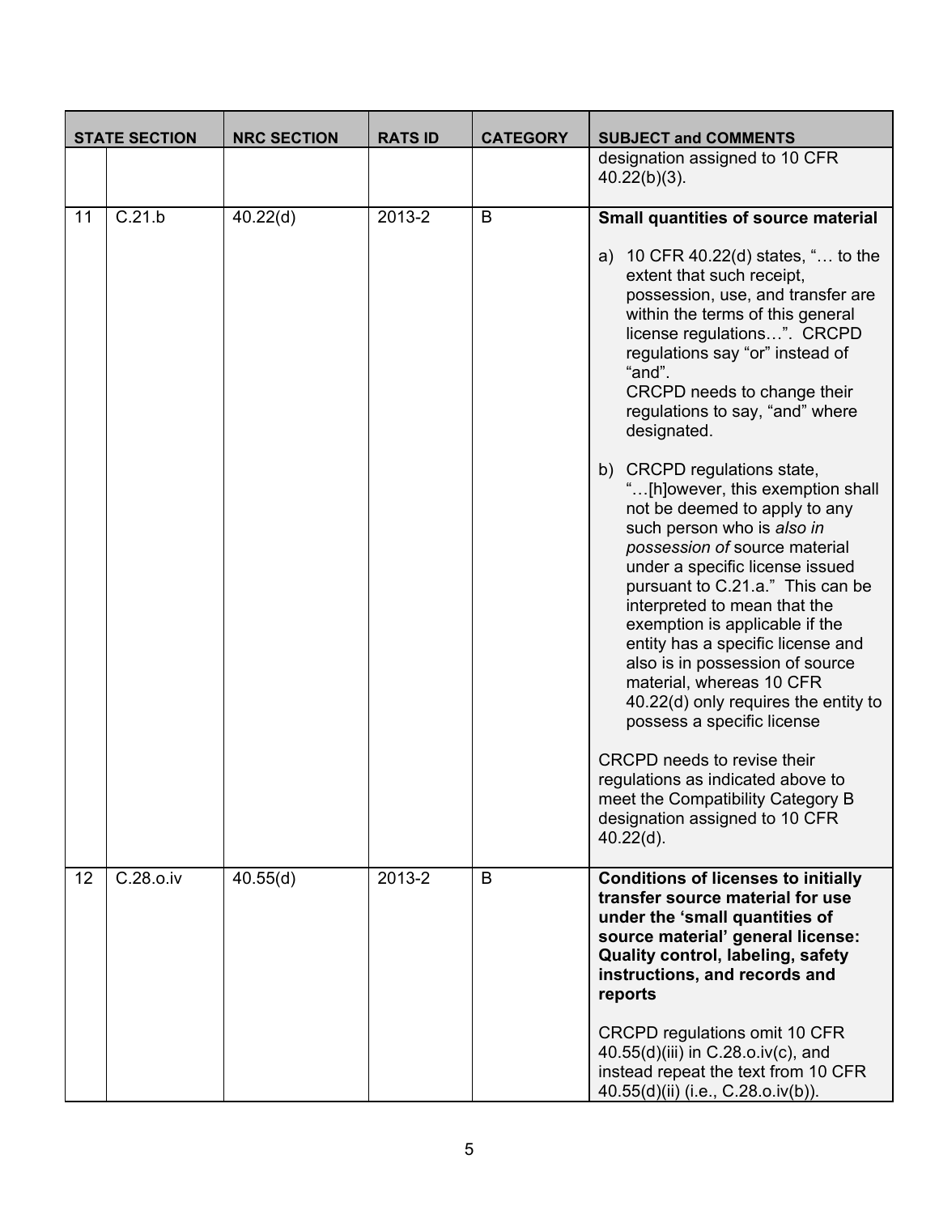| STATE SECTION | | NRC SECTION | RATS ID | CATEGORY | SUBJECT and COMMENTS |
|---|---|---|---|---|---|
| | | | | | designation assigned to 10 CFR 40.22(b)(3). |
| 11 | C.21.b | 40.22(d) | 2013-2 | B | **Small quantities of source material**<br><br>a) 10 CFR 40.22(d) states, "… to the extent that such receipt, possession, use, and transfer are within the terms of this general license regulations…". CRCPD regulations say "or" instead of "and".<br>CRCPD needs to change their regulations to say, "and" where designated.<br><br>b) CRCPD regulations state, "…[h]owever, this exemption shall not be deemed to apply to any such person who is *also in possession of* source material under a specific license issued pursuant to C.21.a." This can be interpreted to mean that the exemption is applicable if the entity has a specific license and also is in possession of source material, whereas 10 CFR 40.22(d) only requires the entity to possess a specific license<br><br>CRCPD needs to revise their regulations as indicated above to meet the Compatibility Category B designation assigned to 10 CFR 40.22(d). |
| 12 | C.28.o.iv | 40.55(d) | 2013-2 | B | **Conditions of licenses to initially transfer source material for use under the 'small quantities of source material' general license: Quality control, labeling, safety instructions, and records and reports**<br><br>CRCPD regulations omit 10 CFR 40.55(d)(iii) in C.28.o.iv(c), and instead repeat the text from 10 CFR 40.55(d)(ii) (i.e., C.28.o.iv(b)). |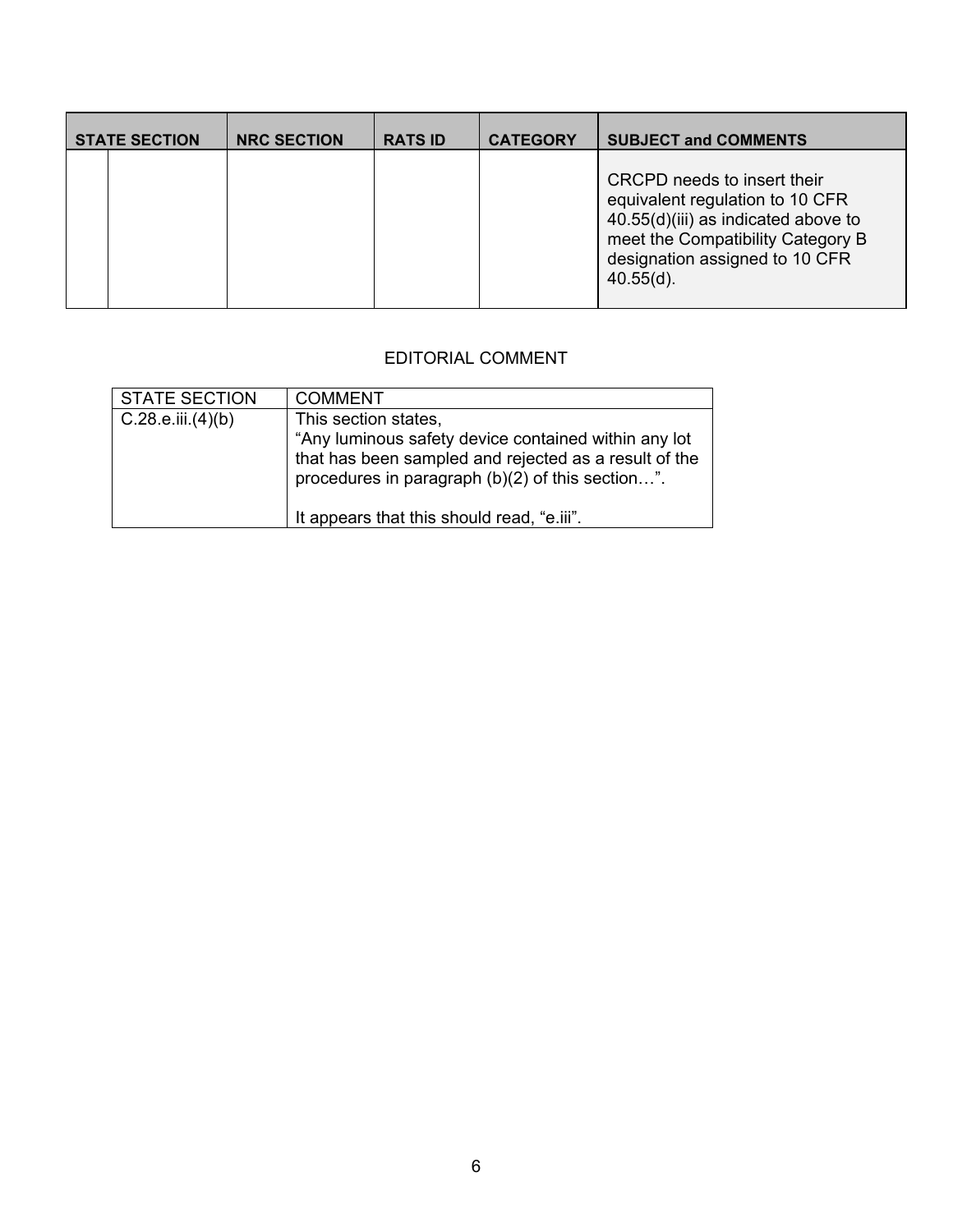| STATE SECTION | | NRC SECTION | RATS ID | CATEGORY | SUBJECT and COMMENTS |
|---|---|---|---|---|---|
| | | | | | CRCPD needs to insert their equivalent regulation to 10 CFR 40.55(d)(iii) as indicated above to meet the Compatibility Category B designation assigned to 10 CFR 40.55(d). |

EDITORIAL COMMENT

| STATE SECTION | COMMENT |
|---|---|
| C.28.e.iii.(4)(b) | This section states,<br>"Any luminous safety device contained within any lot that has been sampled and rejected as a result of the procedures in paragraph (b)(2) of this section…".<br><br>It appears that this should read, "e.iii". |